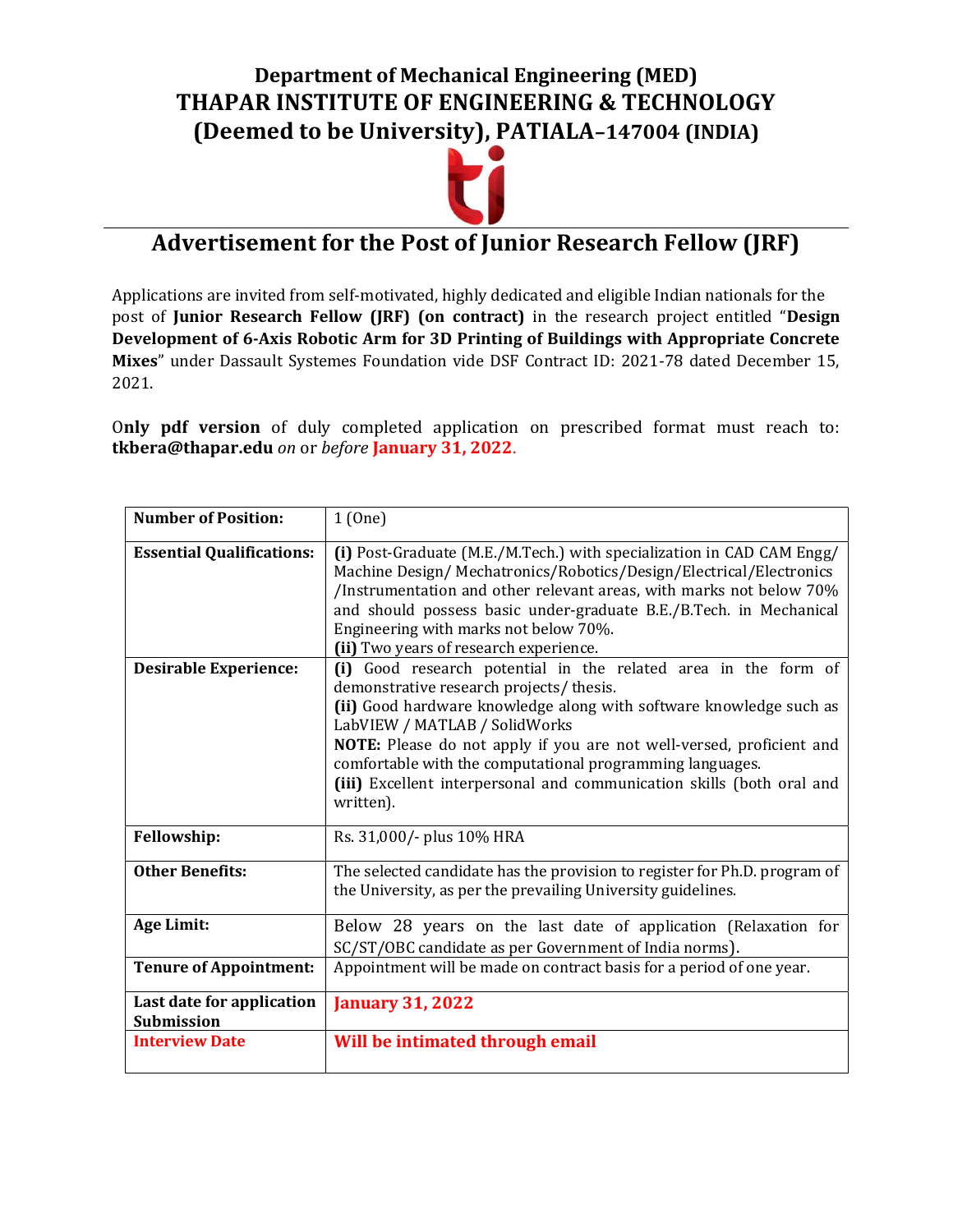# Department of Mechanical Engineering (MED)
# THAPAR INSTITUTE OF ENGINEERING & TECHNOLOGY
# (Deemed to be University), PATIALA–147004 (INDIA)

## Advertisement for the Post of Junior Research Fellow (JRF)

Applications are invited from self-motivated, highly dedicated and eligible Indian nationals for the post of **Junior Research Fellow (JRF) (on contract)** in the research project entitled "**Design Development of 6-Axis Robotic Arm for 3D Printing of Buildings with Appropriate Concrete Mixes**" under Dassault Systemes Foundation vide DSF Contract ID: 2021-78 dated December 15, 2021.

O**nly pdf version** of duly completed application on prescribed format must reach to: **tkbera@thapar.edu** *on* or *before* **January 31, 2022**.

| **Number of Position:** | 1 (One) |
|---|---|
| **Essential Qualifications:** | **(i)** Post-Graduate (M.E./M.Tech.) with specialization in CAD CAM Engg/ Machine Design/ Mechatronics/Robotics/Design/Electrical/Electronics /Instrumentation and other relevant areas, with marks not below 70% and should possess basic under-graduate B.E./B.Tech. in Mechanical Engineering with marks not below 70%.<br>**(ii)** Two years of research experience. |
| **Desirable Experience:** | **(i)** Good research potential in the related area in the form of demonstrative research projects/ thesis.<br>**(ii)** Good hardware knowledge along with software knowledge such as LabVIEW / MATLAB / SolidWorks<br>**NOTE:** Please do not apply if you are not well-versed, proficient and comfortable with the computational programming languages.<br>**(iii)** Excellent interpersonal and communication skills (both oral and written). |
| **Fellowship:** | Rs. 31,000/- plus 10% HRA |
| **Other Benefits:** | The selected candidate has the provision to register for Ph.D. program of the University, as per the prevailing University guidelines. |
| **Age Limit:** | Below 28 years on the last date of application (Relaxation for SC/ST/OBC candidate as per Government of India norms). |
| **Tenure of Appointment:** | Appointment will be made on contract basis for a period of one year. |
| **Last date for application Submission** | **January 31, 2022** |
| **Interview Date** | **Will be intimated through email** |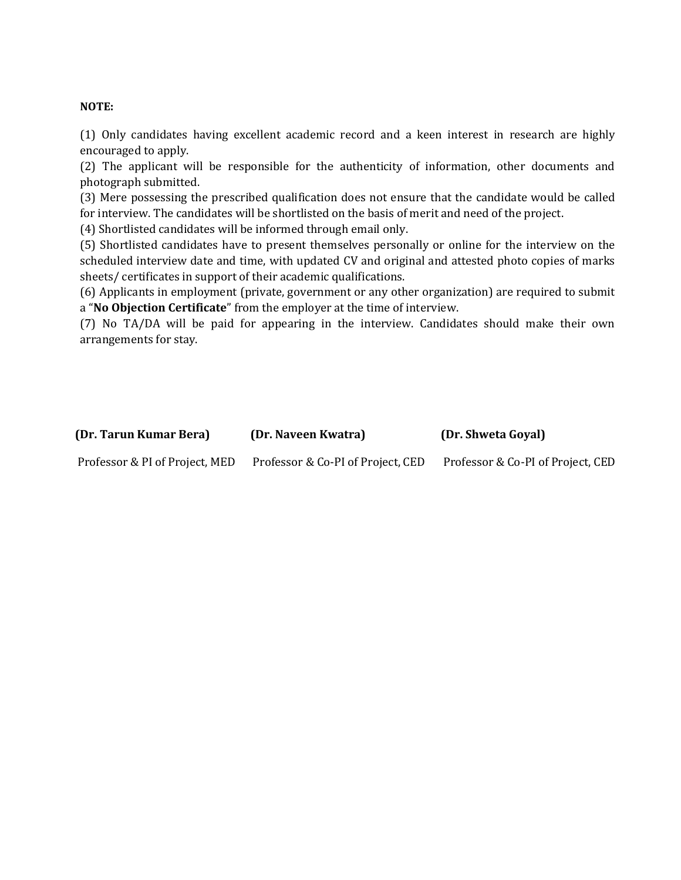**NOTE:**

(1) Only candidates having excellent academic record and a keen interest in research are highly encouraged to apply.
(2) The applicant will be responsible for the authenticity of information, other documents and photograph submitted.
(3) Mere possessing the prescribed qualification does not ensure that the candidate would be called for interview. The candidates will be shortlisted on the basis of merit and need of the project.
(4) Shortlisted candidates will be informed through email only.
(5) Shortlisted candidates have to present themselves personally or online for the interview on the scheduled interview date and time, with updated CV and original and attested photo copies of marks sheets/ certificates in support of their academic qualifications.
(6) Applicants in employment (private, government or any other organization) are required to submit a "**No Objection Certificate**" from the employer at the time of interview.
(7) No TA/DA will be paid for appearing in the interview. Candidates should make their own arrangements for stay.

| **(Dr. Tarun Kumar Bera)** | **(Dr. Naveen Kwatra)** | **(Dr. Shweta Goyal)** |
|---|---|---|
| Professor & PI of Project, MED | Professor & Co-PI of Project, CED | Professor & Co-PI of Project, CED |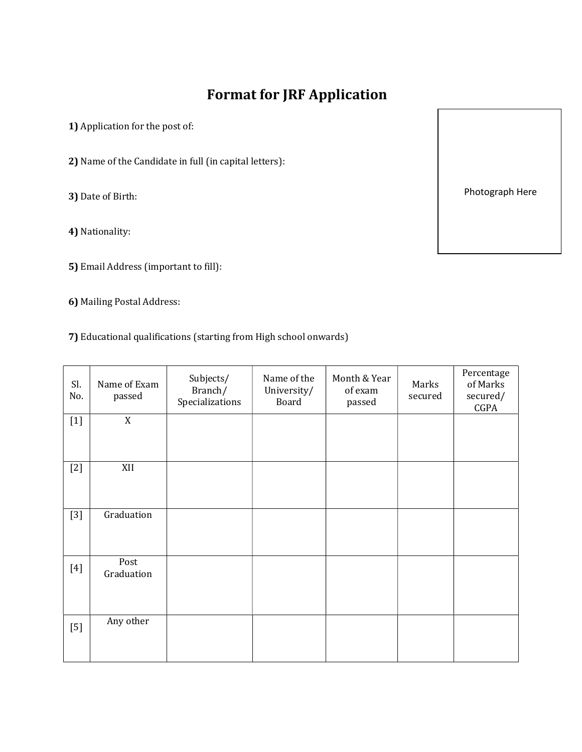# Format for JRF Application

Photograph Here

**1)** Application for the post of:

**2)** Name of the Candidate in full (in capital letters):

**3)** Date of Birth:

**4)** Nationality:

**5)** Email Address (important to fill):

**6)** Mailing Postal Address:

**7)** Educational qualifications (starting from High school onwards)

| Sl. No. | Name of Exam passed | Subjects/ Branch/ Specializations | Name of the University/ Board | Month & Year of exam passed | Marks secured | Percentage of Marks secured/ CGPA |
|---|---|---|---|---|---|---|
| [1] | X | | | | | |
| [2] | XII | | | | | |
| [3] | Graduation | | | | | |
| [4] | Post Graduation | | | | | |
| [5] | Any other | | | | | |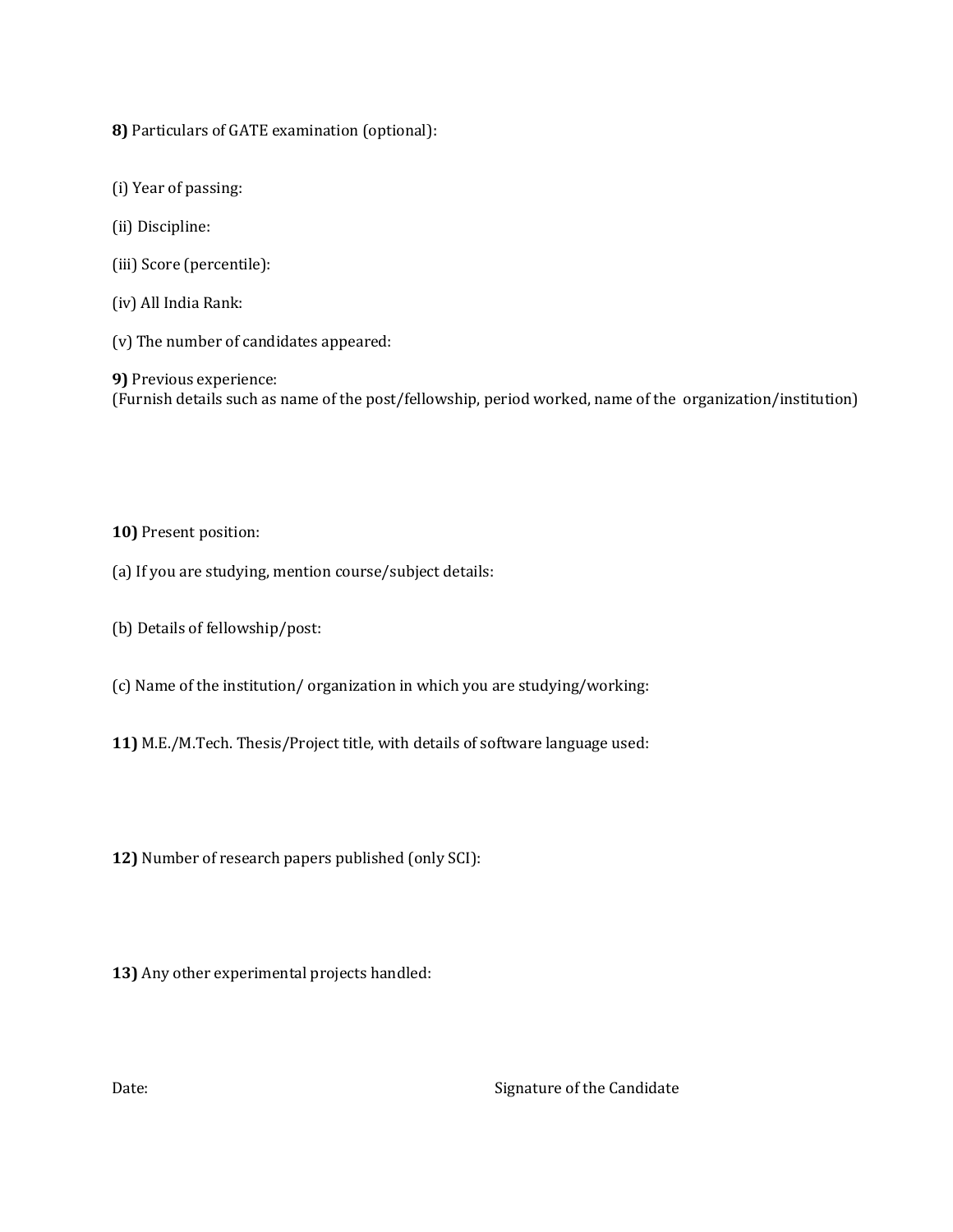**8)** Particulars of GATE examination (optional):

(i) Year of passing:

(ii) Discipline:

(iii) Score (percentile):

(iv) All India Rank:

(v) The number of candidates appeared:

**9)** Previous experience:
(Furnish details such as name of the post/fellowship, period worked, name of the organization/institution)

**10)** Present position:

(a) If you are studying, mention course/subject details:

(b) Details of fellowship/post:

(c) Name of the institution/ organization in which you are studying/working:

**11)** M.E./M.Tech. Thesis/Project title, with details of software language used:

**12)** Number of research papers published (only SCI):

**13)** Any other experimental projects handled:

Date: Signature of the Candidate